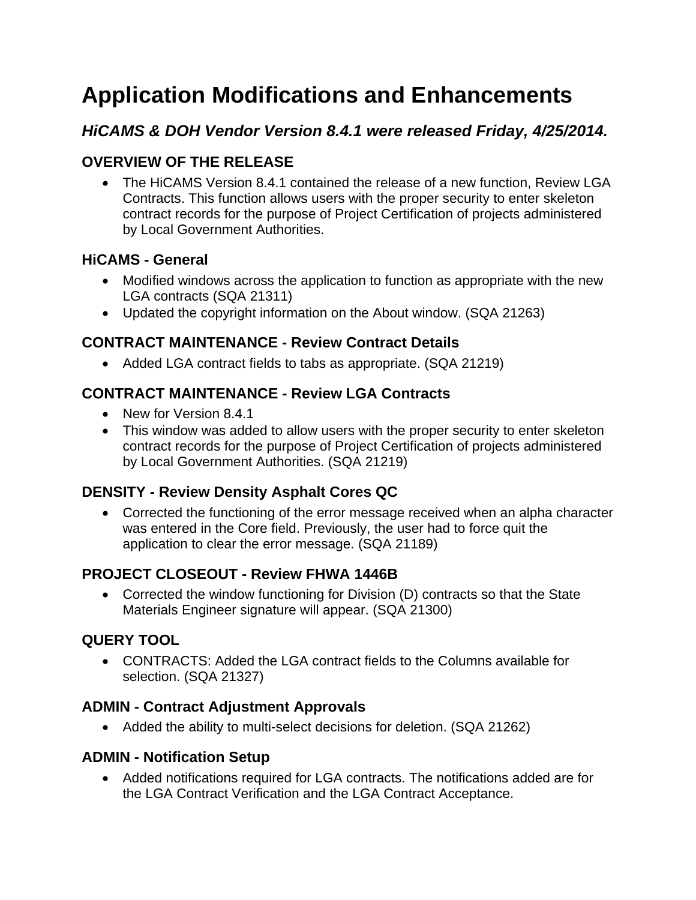# Application Modifications and Enhancements

## *HiCAMS & DOH Vendor Version 8.4.1 were released Friday, 4/25/2014.*

### OVERVIEW OF THE RELEASE

- The HiCAMS Version 8.4.1 contained the release of a new function, Review LGA Contracts. This function allows users with the proper security to enter skeleton contract records for the purpose of Project Certification of projects administered by Local Government Authorities.

### HiCAMS - General

- Modified windows across the application to function as appropriate with the new LGA contracts (SQA 21311)
- Updated the copyright information on the About window. (SQA 21263)

### CONTRACT MAINTENANCE - Review Contract Details

- Added LGA contract fields to tabs as appropriate. (SQA 21219)

### CONTRACT MAINTENANCE - Review LGA Contracts

- New for Version 8.4.1
- This window was added to allow users with the proper security to enter skeleton contract records for the purpose of Project Certification of projects administered by Local Government Authorities. (SQA 21219)

### DENSITY - Review Density Asphalt Cores QC

- Corrected the functioning of the error message received when an alpha character was entered in the Core field. Previously, the user had to force quit the application to clear the error message. (SQA 21189)

### PROJECT CLOSEOUT - Review FHWA 1446B

- Corrected the window functioning for Division (D) contracts so that the State Materials Engineer signature will appear. (SQA 21300)

### QUERY TOOL

- CONTRACTS: Added the LGA contract fields to the Columns available for selection. (SQA 21327)

### ADMIN - Contract Adjustment Approvals

- Added the ability to multi-select decisions for deletion. (SQA 21262)

### ADMIN - Notification Setup

- Added notifications required for LGA contracts. The notifications added are for the LGA Contract Verification and the LGA Contract Acceptance.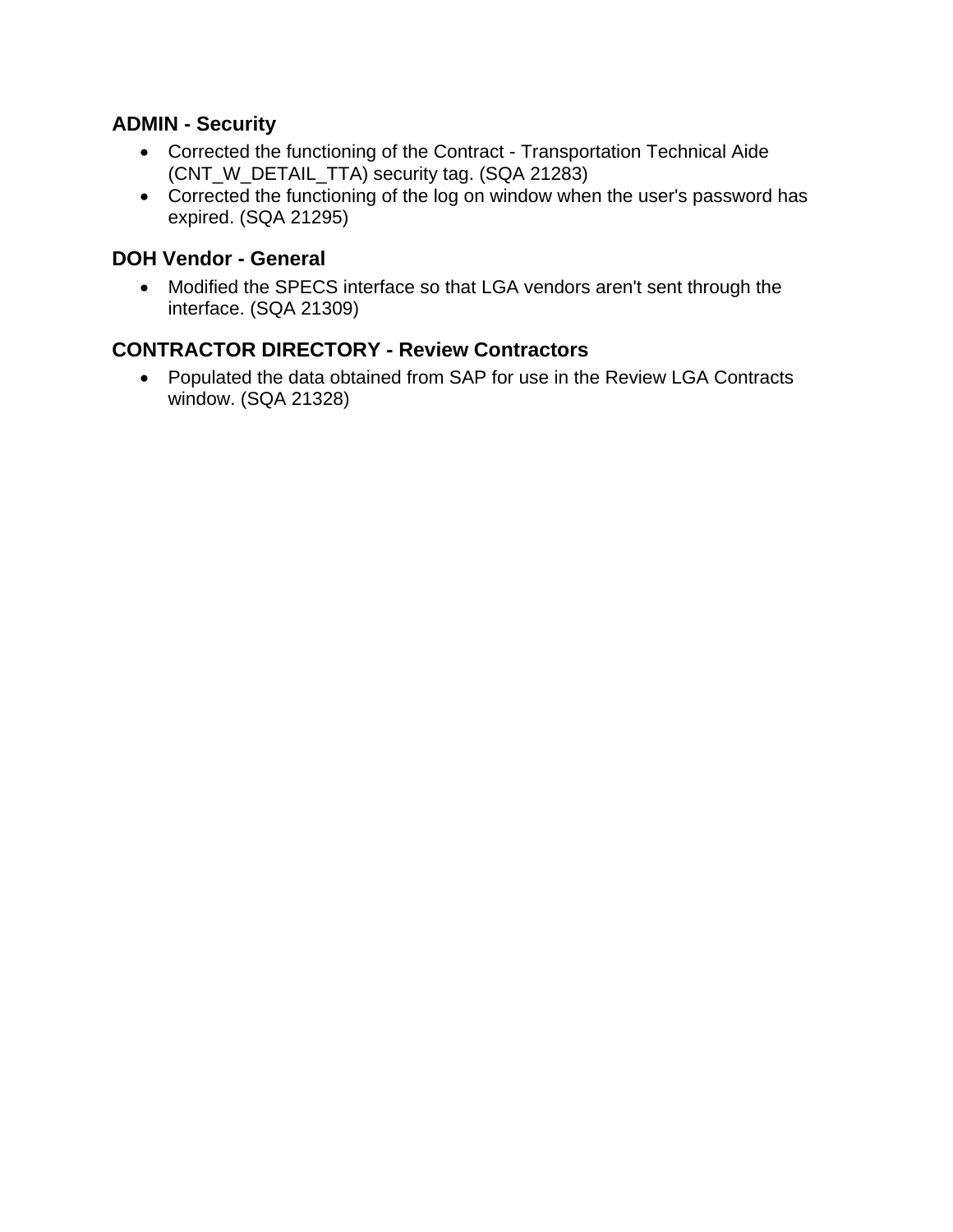### ADMIN - Security

- Corrected the functioning of the Contract - Transportation Technical Aide (CNT_W_DETAIL_TTA) security tag. (SQA 21283)
- Corrected the functioning of the log on window when the user's password has expired. (SQA 21295)

### DOH Vendor - General

- Modified the SPECS interface so that LGA vendors aren't sent through the interface. (SQA 21309)

### CONTRACTOR DIRECTORY - Review Contractors

- Populated the data obtained from SAP for use in the Review LGA Contracts window. (SQA 21328)